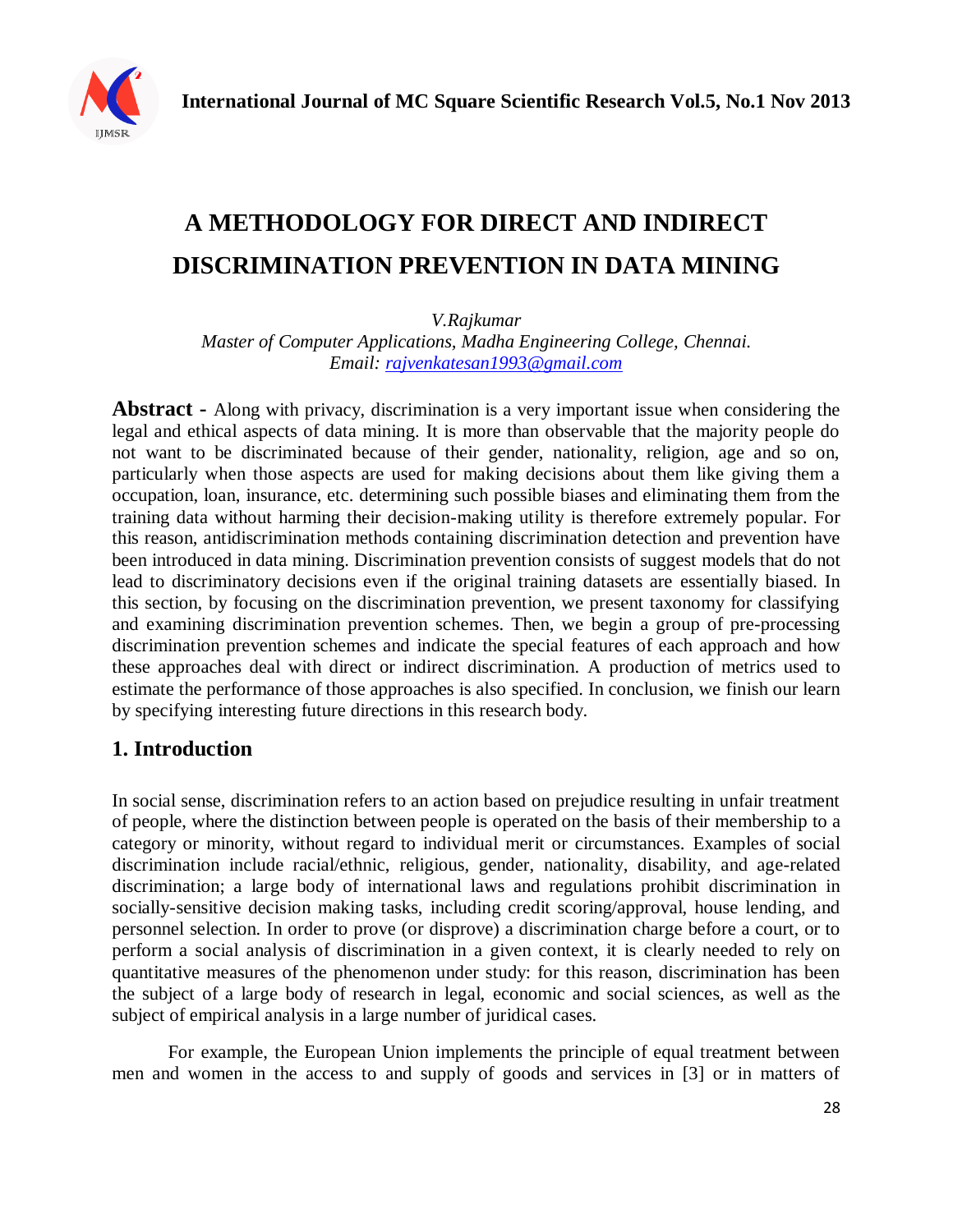# A METHODOLOGY FOR DIRECT AND INDIRECT DISCRIMINATION PREVENTION IN DATA MINING

*V.Rajkumar*
*Master of Computer Applications, Madha Engineering College, Chennai.*
*Email: rajvenkatesan1993@gmail.com*

**Abstract -** Along with privacy, discrimination is a very important issue when considering the legal and ethical aspects of data mining. It is more than observable that the majority people do not want to be discriminated because of their gender, nationality, religion, age and so on, particularly when those aspects are used for making decisions about them like giving them a occupation, loan, insurance, etc. determining such possible biases and eliminating them from the training data without harming their decision-making utility is therefore extremely popular. For this reason, antidiscrimination methods containing discrimination detection and prevention have been introduced in data mining. Discrimination prevention consists of suggest models that do not lead to discriminatory decisions even if the original training datasets are essentially biased. In this section, by focusing on the discrimination prevention, we present taxonomy for classifying and examining discrimination prevention schemes. Then, we begin a group of pre-processing discrimination prevention schemes and indicate the special features of each approach and how these approaches deal with direct or indirect discrimination. A production of metrics used to estimate the performance of those approaches is also specified. In conclusion, we finish our learn by specifying interesting future directions in this research body.

## 1. Introduction

In social sense, discrimination refers to an action based on prejudice resulting in unfair treatment of people, where the distinction between people is operated on the basis of their membership to a category or minority, without regard to individual merit or circumstances. Examples of social discrimination include racial/ethnic, religious, gender, nationality, disability, and age-related discrimination; a large body of international laws and regulations prohibit discrimination in socially-sensitive decision making tasks, including credit scoring/approval, house lending, and personnel selection. In order to prove (or disprove) a discrimination charge before a court, or to perform a social analysis of discrimination in a given context, it is clearly needed to rely on quantitative measures of the phenomenon under study: for this reason, discrimination has been the subject of a large body of research in legal, economic and social sciences, as well as the subject of empirical analysis in a large number of juridical cases.

For example, the European Union implements the principle of equal treatment between men and women in the access to and supply of goods and services in [3] or in matters of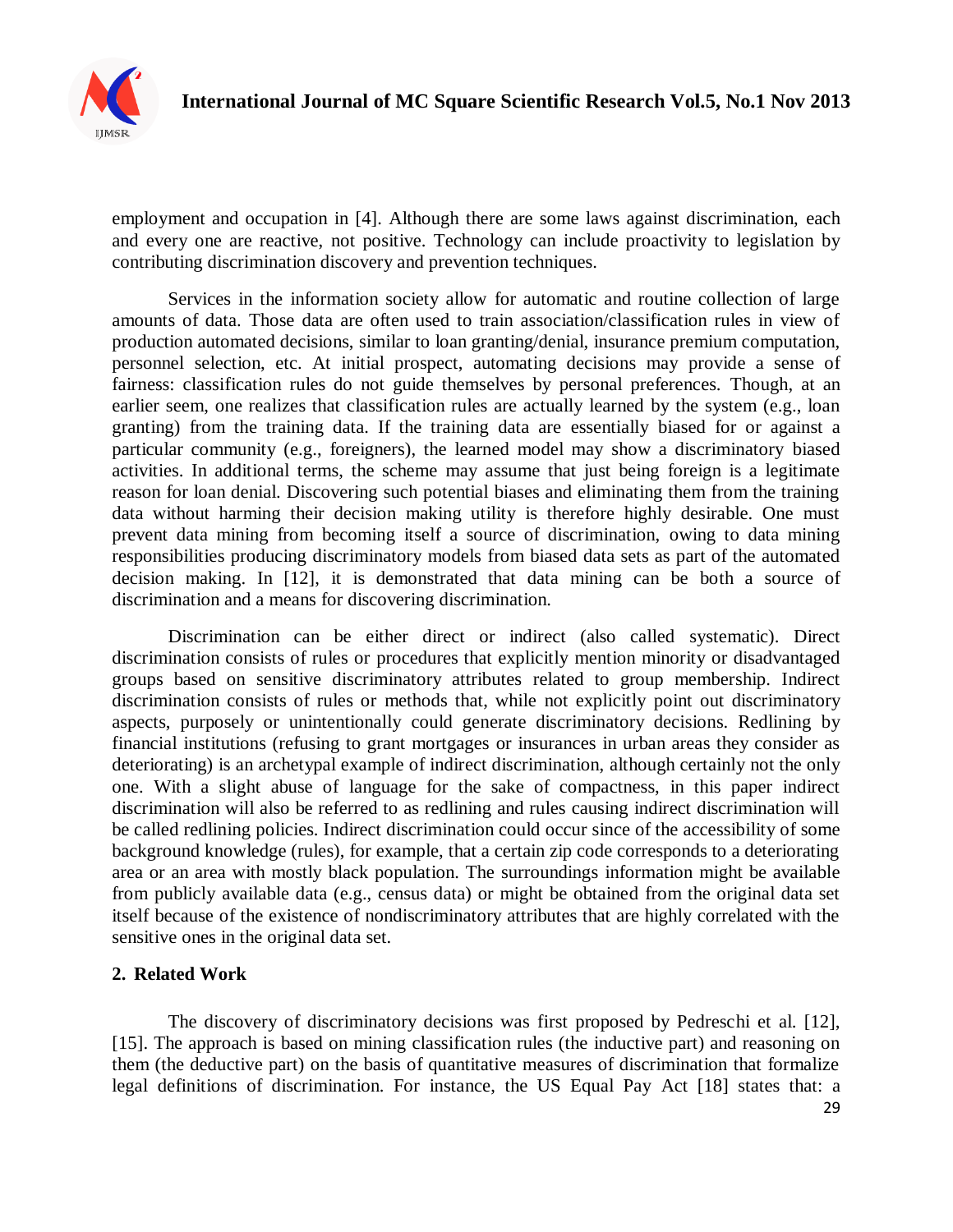employment and occupation in [4]. Although there are some laws against discrimination, each and every one are reactive, not positive. Technology can include proactivity to legislation by contributing discrimination discovery and prevention techniques.

Services in the information society allow for automatic and routine collection of large amounts of data. Those data are often used to train association/classification rules in view of production automated decisions, similar to loan granting/denial, insurance premium computation, personnel selection, etc. At initial prospect, automating decisions may provide a sense of fairness: classification rules do not guide themselves by personal preferences. Though, at an earlier seem, one realizes that classification rules are actually learned by the system (e.g., loan granting) from the training data. If the training data are essentially biased for or against a particular community (e.g., foreigners), the learned model may show a discriminatory biased activities. In additional terms, the scheme may assume that just being foreign is a legitimate reason for loan denial. Discovering such potential biases and eliminating them from the training data without harming their decision making utility is therefore highly desirable. One must prevent data mining from becoming itself a source of discrimination, owing to data mining responsibilities producing discriminatory models from biased data sets as part of the automated decision making. In [12], it is demonstrated that data mining can be both a source of discrimination and a means for discovering discrimination.

Discrimination can be either direct or indirect (also called systematic). Direct discrimination consists of rules or procedures that explicitly mention minority or disadvantaged groups based on sensitive discriminatory attributes related to group membership. Indirect discrimination consists of rules or methods that, while not explicitly point out discriminatory aspects, purposely or unintentionally could generate discriminatory decisions. Redlining by financial institutions (refusing to grant mortgages or insurances in urban areas they consider as deteriorating) is an archetypal example of indirect discrimination, although certainly not the only one. With a slight abuse of language for the sake of compactness, in this paper indirect discrimination will also be referred to as redlining and rules causing indirect discrimination will be called redlining policies. Indirect discrimination could occur since of the accessibility of some background knowledge (rules), for example, that a certain zip code corresponds to a deteriorating area or an area with mostly black population. The surroundings information might be available from publicly available data (e.g., census data) or might be obtained from the original data set itself because of the existence of nondiscriminatory attributes that are highly correlated with the sensitive ones in the original data set.

## 2. Related Work

The discovery of discriminatory decisions was first proposed by Pedreschi et al. [12], [15]. The approach is based on mining classification rules (the inductive part) and reasoning on them (the deductive part) on the basis of quantitative measures of discrimination that formalize legal definitions of discrimination. For instance, the US Equal Pay Act [18] states that: a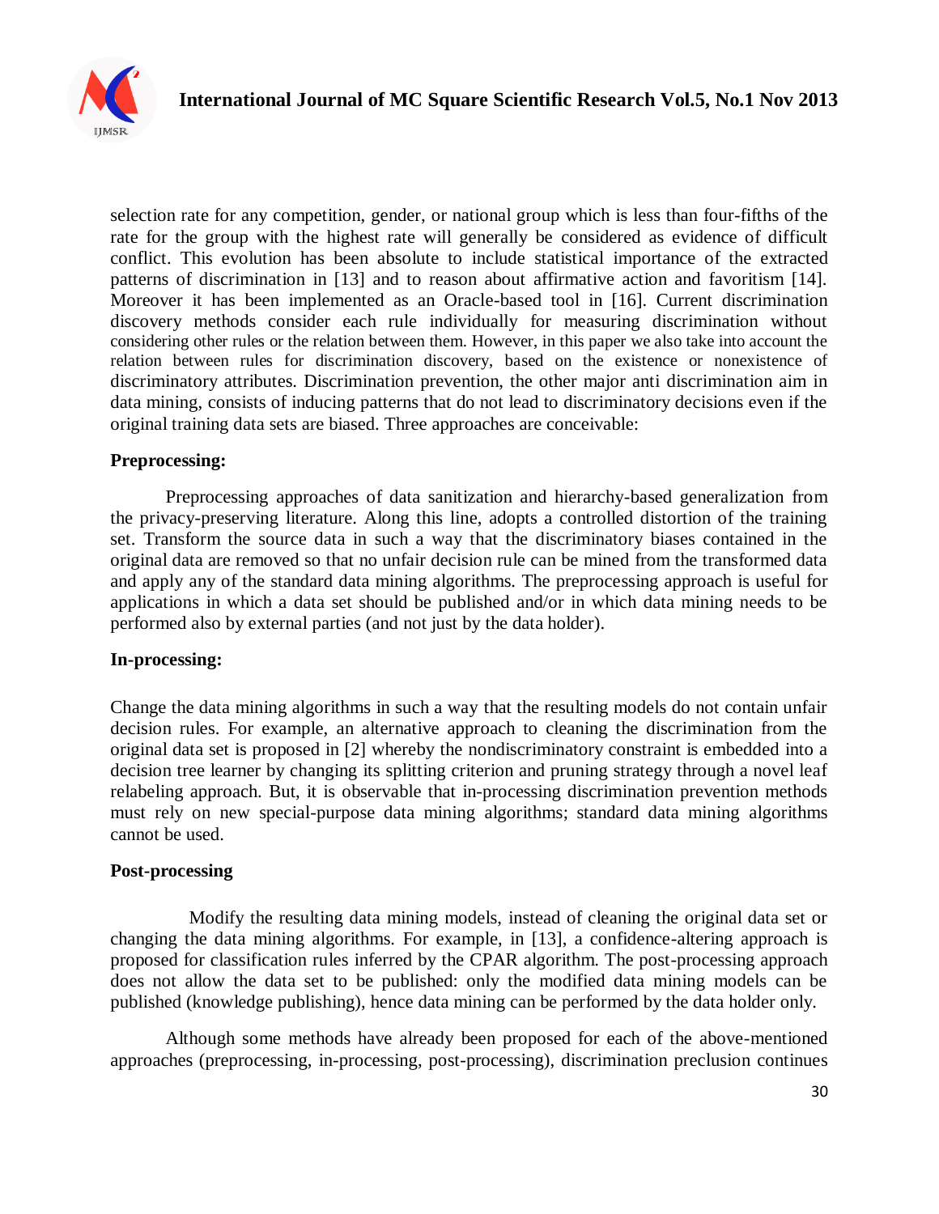selection rate for any competition, gender, or national group which is less than four-fifths of the rate for the group with the highest rate will generally be considered as evidence of difficult conflict. This evolution has been absolute to include statistical importance of the extracted patterns of discrimination in [13] and to reason about affirmative action and favoritism [14]. Moreover it has been implemented as an Oracle-based tool in [16]. Current discrimination discovery methods consider each rule individually for measuring discrimination without considering other rules or the relation between them. However, in this paper we also take into account the relation between rules for discrimination discovery, based on the existence or nonexistence of discriminatory attributes. Discrimination prevention, the other major anti discrimination aim in data mining, consists of inducing patterns that do not lead to discriminatory decisions even if the original training data sets are biased. Three approaches are conceivable:

**Preprocessing:**

Preprocessing approaches of data sanitization and hierarchy-based generalization from the privacy-preserving literature. Along this line, adopts a controlled distortion of the training set. Transform the source data in such a way that the discriminatory biases contained in the original data are removed so that no unfair decision rule can be mined from the transformed data and apply any of the standard data mining algorithms. The preprocessing approach is useful for applications in which a data set should be published and/or in which data mining needs to be performed also by external parties (and not just by the data holder).

**In-processing:**

Change the data mining algorithms in such a way that the resulting models do not contain unfair decision rules. For example, an alternative approach to cleaning the discrimination from the original data set is proposed in [2] whereby the nondiscriminatory constraint is embedded into a decision tree learner by changing its splitting criterion and pruning strategy through a novel leaf relabeling approach. But, it is observable that in-processing discrimination prevention methods must rely on new special-purpose data mining algorithms; standard data mining algorithms cannot be used.

**Post-processing**

Modify the resulting data mining models, instead of cleaning the original data set or changing the data mining algorithms. For example, in [13], a confidence-altering approach is proposed for classification rules inferred by the CPAR algorithm. The post-processing approach does not allow the data set to be published: only the modified data mining models can be published (knowledge publishing), hence data mining can be performed by the data holder only.

Although some methods have already been proposed for each of the above-mentioned approaches (preprocessing, in-processing, post-processing), discrimination preclusion continues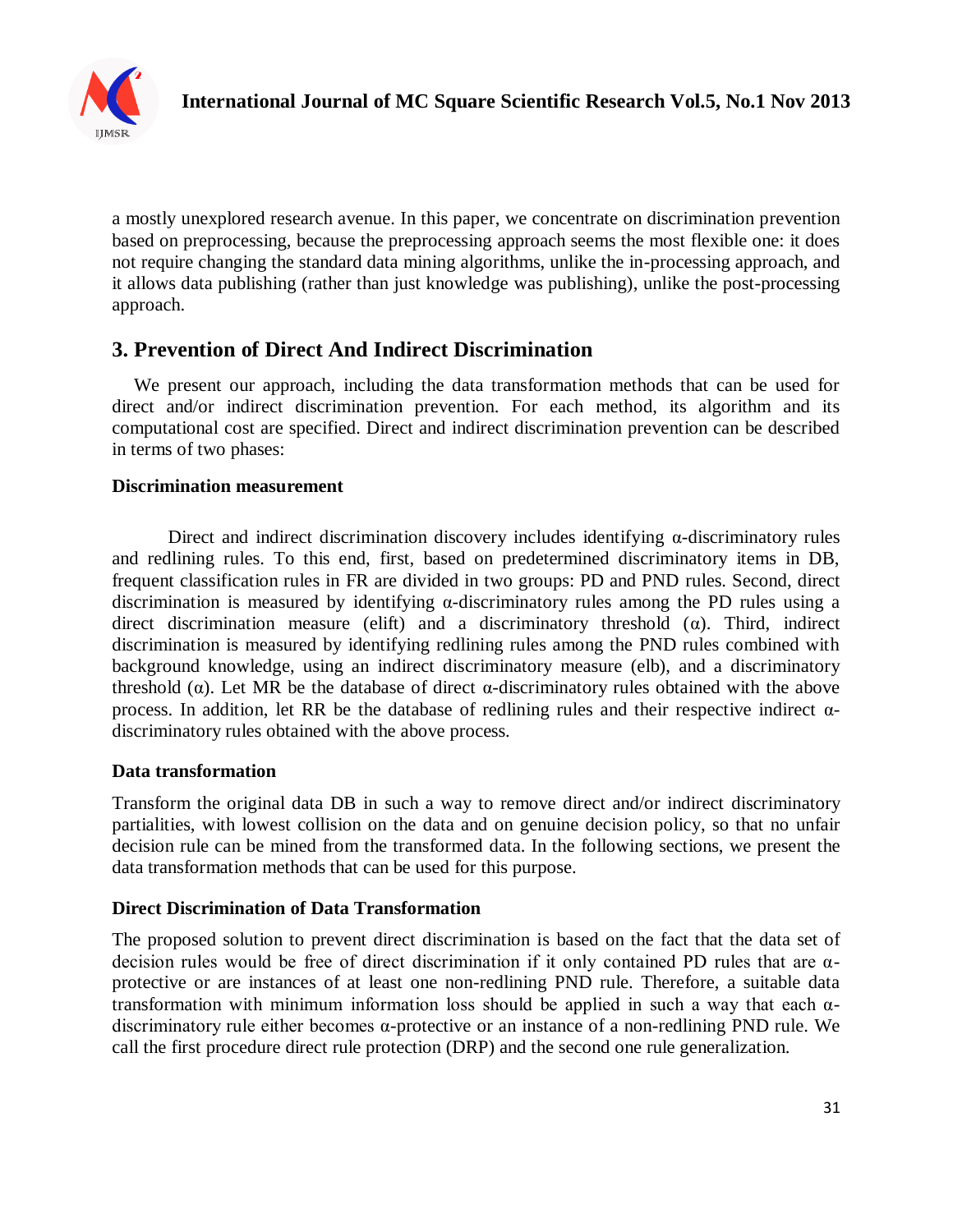a mostly unexplored research avenue. In this paper, we concentrate on discrimination prevention based on preprocessing, because the preprocessing approach seems the most flexible one: it does not require changing the standard data mining algorithms, unlike the in-processing approach, and it allows data publishing (rather than just knowledge was publishing), unlike the post-processing approach.

## 3. Prevention of Direct And Indirect Discrimination

We present our approach, including the data transformation methods that can be used for direct and/or indirect discrimination prevention. For each method, its algorithm and its computational cost are specified. Direct and indirect discrimination prevention can be described in terms of two phases:

**Discrimination measurement**

Direct and indirect discrimination discovery includes identifying α-discriminatory rules and redlining rules. To this end, first, based on predetermined discriminatory items in DB, frequent classification rules in FR are divided in two groups: PD and PND rules. Second, direct discrimination is measured by identifying α-discriminatory rules among the PD rules using a direct discrimination measure (elift) and a discriminatory threshold (α). Third, indirect discrimination is measured by identifying redlining rules among the PND rules combined with background knowledge, using an indirect discriminatory measure (elb), and a discriminatory threshold (α). Let MR be the database of direct α-discriminatory rules obtained with the above process. In addition, let RR be the database of redlining rules and their respective indirect α-discriminatory rules obtained with the above process.

**Data transformation**

Transform the original data DB in such a way to remove direct and/or indirect discriminatory partialities, with lowest collision on the data and on genuine decision policy, so that no unfair decision rule can be mined from the transformed data. In the following sections, we present the data transformation methods that can be used for this purpose.

**Direct Discrimination of Data Transformation**

The proposed solution to prevent direct discrimination is based on the fact that the data set of decision rules would be free of direct discrimination if it only contained PD rules that are α-protective or are instances of at least one non-redlining PND rule. Therefore, a suitable data transformation with minimum information loss should be applied in such a way that each α-discriminatory rule either becomes α-protective or an instance of a non-redlining PND rule. We call the first procedure direct rule protection (DRP) and the second one rule generalization.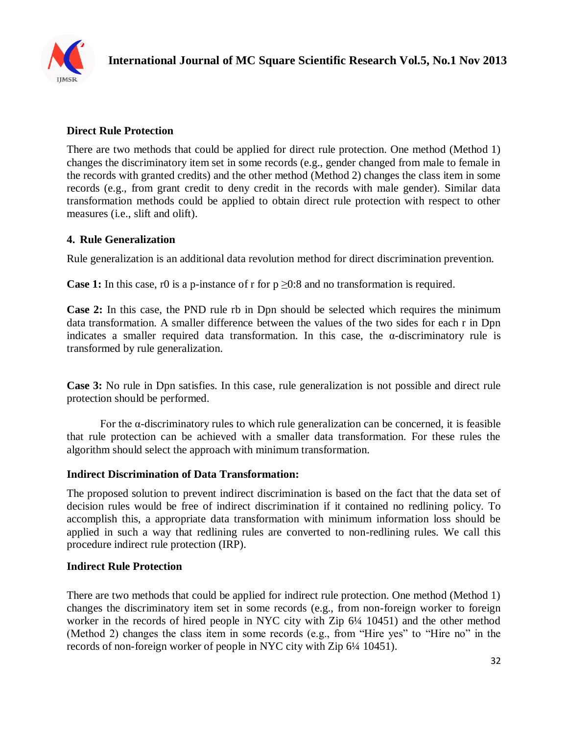### Direct Rule Protection

There are two methods that could be applied for direct rule protection. One method (Method 1) changes the discriminatory item set in some records (e.g., gender changed from male to female in the records with granted credits) and the other method (Method 2) changes the class item in some records (e.g., from grant credit to deny credit in the records with male gender). Similar data transformation methods could be applied to obtain direct rule protection with respect to other measures (i.e., slift and olift).

### 4. Rule Generalization

Rule generalization is an additional data revolution method for direct discrimination prevention.

**Case 1:** In this case, r0 is a p-instance of r for p ≥0:8 and no transformation is required.

**Case 2:** In this case, the PND rule rb in Dpn should be selected which requires the minimum data transformation. A smaller difference between the values of the two sides for each r in Dpn indicates a smaller required data transformation. In this case, the α-discriminatory rule is transformed by rule generalization.

**Case 3:** No rule in Dpn satisfies. In this case, rule generalization is not possible and direct rule protection should be performed.

For the α-discriminatory rules to which rule generalization can be concerned, it is feasible that rule protection can be achieved with a smaller data transformation. For these rules the algorithm should select the approach with minimum transformation.

### Indirect Discrimination of Data Transformation:

The proposed solution to prevent indirect discrimination is based on the fact that the data set of decision rules would be free of indirect discrimination if it contained no redlining policy. To accomplish this, a appropriate data transformation with minimum information loss should be applied in such a way that redlining rules are converted to non-redlining rules. We call this procedure indirect rule protection (IRP).

### Indirect Rule Protection

There are two methods that could be applied for indirect rule protection. One method (Method 1) changes the discriminatory item set in some records (e.g., from non-foreign worker to foreign worker in the records of hired people in NYC city with Zip 6¼ 10451) and the other method (Method 2) changes the class item in some records (e.g., from "Hire yes" to "Hire no" in the records of non-foreign worker of people in NYC city with Zip 6¼ 10451).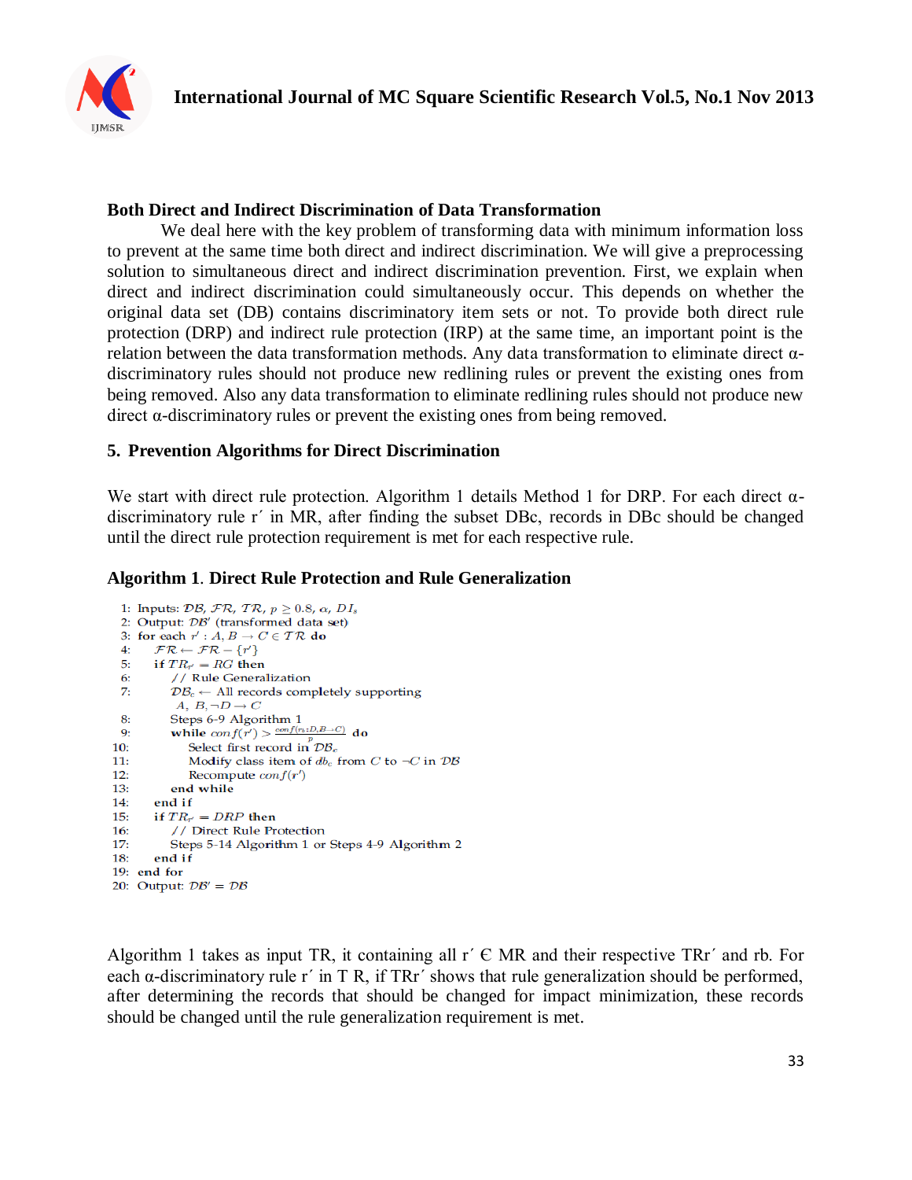### Both Direct and Indirect Discrimination of Data Transformation

We deal here with the key problem of transforming data with minimum information loss to prevent at the same time both direct and indirect discrimination. We will give a preprocessing solution to simultaneous direct and indirect discrimination prevention. First, we explain when direct and indirect discrimination could simultaneously occur. This depends on whether the original data set (DB) contains discriminatory item sets or not. To provide both direct rule protection (DRP) and indirect rule protection (IRP) at the same time, an important point is the relation between the data transformation methods. Any data transformation to eliminate direct α-discriminatory rules should not produce new redlining rules or prevent the existing ones from being removed. Also any data transformation to eliminate redlining rules should not produce new direct α-discriminatory rules or prevent the existing ones from being removed.

## 5. Prevention Algorithms for Direct Discrimination

We start with direct rule protection. Algorithm 1 details Method 1 for DRP. For each direct α-discriminatory rule r´ in MR, after finding the subset DBc, records in DBc should be changed until the direct rule protection requirement is met for each respective rule.

### Algorithm 1. Direct Rule Protection and Rule Generalization

```
1:  Inputs: DB, FR, TR, p ≥ 0.8, α, DI_s
2:  Output: DB' (transformed data set)
3:  for each r' : A, B → C ∈ TR do
4:      FR ← FR − {r'}
5:      if TR_r' = RG then
6:          // Rule Generalization
7:          DB_c ← All records completely supporting
             A, B, ¬D → C
8:          Steps 6-9 Algorithm 1
9:          while conf(r') > conf(r_b : D, B → C) / p do
10:             Select first record in DB_c
11:             Modify class item of db_c from C to ¬C in DB
12:             Recompute conf(r')
13:         end while
14:     end if
15:     if TR_r' = DRP then
16:         // Direct Rule Protection
17:         Steps 5-14 Algorithm 1 or Steps 4-9 Algorithm 2
18:     end if
19: end for
20: Output: DB' = DB
```

Algorithm 1 takes as input TR, it containing all r´ Є MR and their respective TRr´ and rb. For each α-discriminatory rule r´ in T R, if TRr´ shows that rule generalization should be performed, after determining the records that should be changed for impact minimization, these records should be changed until the rule generalization requirement is met.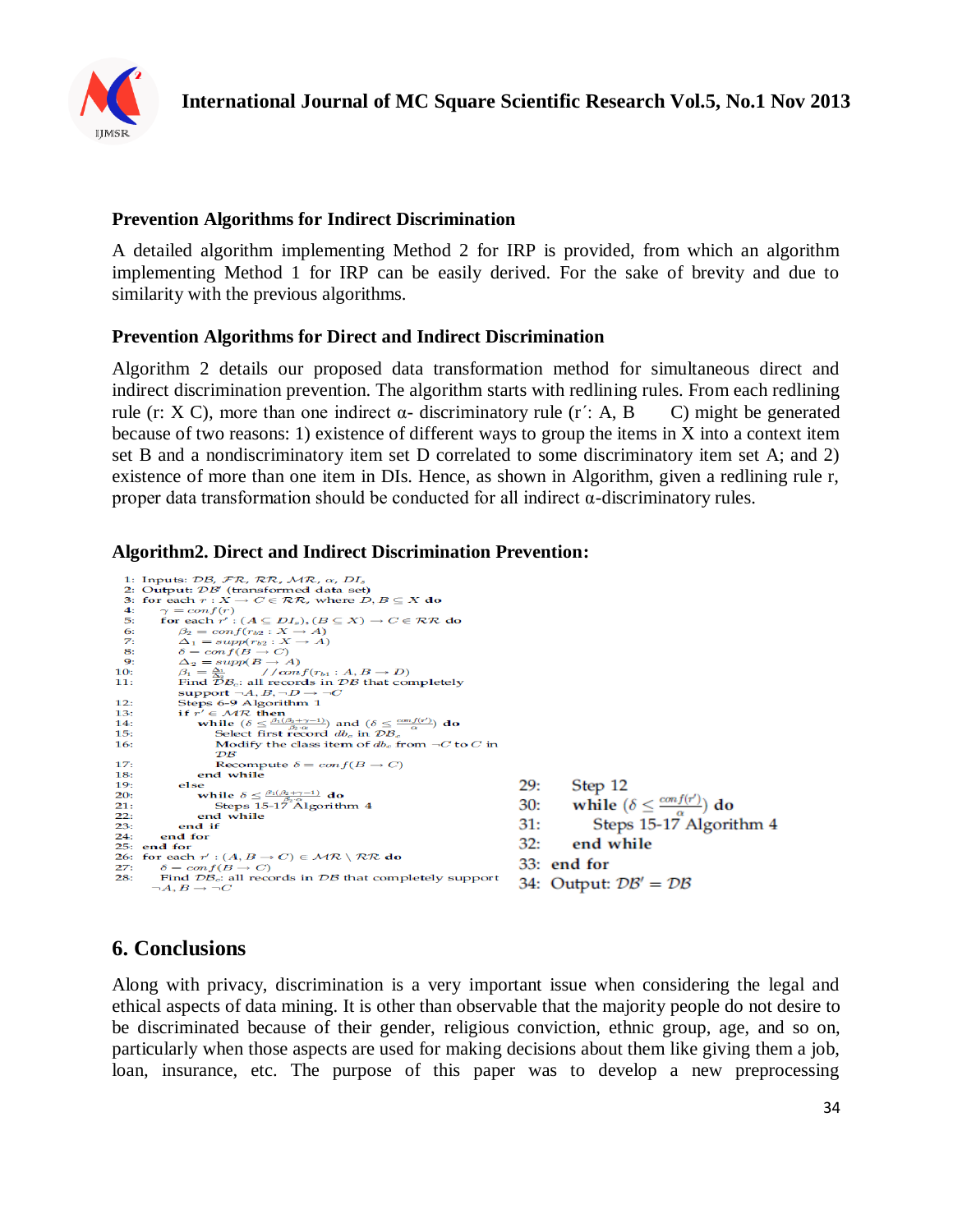### Prevention Algorithms for Indirect Discrimination

A detailed algorithm implementing Method 2 for IRP is provided, from which an algorithm implementing Method 1 for IRP can be easily derived. For the sake of brevity and due to similarity with the previous algorithms.

### Prevention Algorithms for Direct and Indirect Discrimination

Algorithm 2 details our proposed data transformation method for simultaneous direct and indirect discrimination prevention. The algorithm starts with redlining rules. From each redlining rule (r: X C), more than one indirect α- discriminatory rule (r´: A, B  C) might be generated because of two reasons: 1) existence of different ways to group the items in X into a context item set B and a nondiscriminatory item set D correlated to some discriminatory item set A; and 2) existence of more than one item in DIs. Hence, as shown in Algorithm, given a redlining rule r, proper data transformation should be conducted for all indirect α-discriminatory rules.

### Algorithm2. Direct and Indirect Discrimination Prevention:

```
1:  Inputs: DB, FR, RR, MR, α, DI_s
2:  Output: DB′ (transformed data set)
3:  for each r : X → C ∈ RR, where D, B ⊆ X do
4:     γ = conf(r)
5:     for each r′ : (A ⊆ DI_s), (B ⊆ X) → C ∈ RR do
6:        β2 = conf(r_b2 : X → A)
7:        Δ1 = supp(r_b2 : X → A)
8:        δ = conf(B → C)
9:        Δ2 = supp(B → A)
10:       β1 = Δ1/Δ2            //conf(r_b1 : A, B → D)
11:       Find DB_c: all records in DB that completely
          support ¬A, B, ¬D → ¬C
12:       Steps 6-9 Algorithm 1
13:       if r′ ∈ MR then
14:          while (δ ≤ β1(β2+γ−1)/(β2·α)) and (δ ≤ conf(r′)/α) do
15:             Select first record db_c in DB_c
16:             Modify the class item of db_c from ¬C to C in
                DB
17:             Recompute δ = conf(B → C)
18:          end while
19:       else
20:          while δ ≤ β1(β2+γ−1)/(β2·α) do
21:             Steps 15-17 Algorithm 4
22:          end while
23:       end if
24:    end for
25: end for
26: for each r′ : (A, B → C) ∈ MR \ RR do
27:    δ = conf(B → C)
28:    Find DB_c: all records in DB that completely support
       ¬A, B → ¬C
29:    Step 12
30:    while (δ ≤ conf(r′)/α) do
31:       Steps 15-17 Algorithm 4
32:    end while
33: end for
34: Output: DB′ = DB
```

## 6. Conclusions

Along with privacy, discrimination is a very important issue when considering the legal and ethical aspects of data mining. It is other than observable that the majority people do not desire to be discriminated because of their gender, religious conviction, ethnic group, age, and so on, particularly when those aspects are used for making decisions about them like giving them a job, loan, insurance, etc. The purpose of this paper was to develop a new preprocessing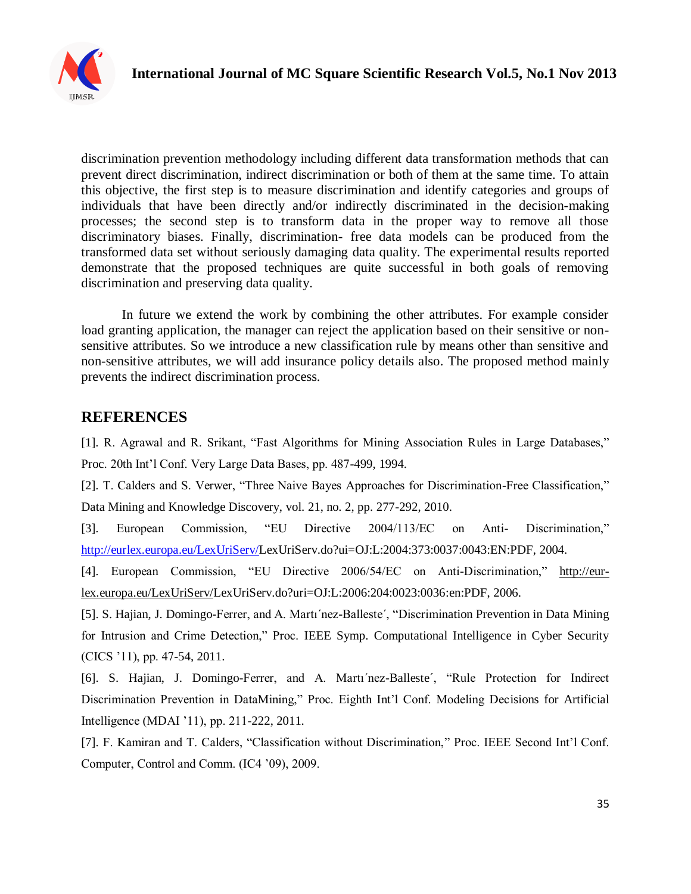discrimination prevention methodology including different data transformation methods that can prevent direct discrimination, indirect discrimination or both of them at the same time. To attain this objective, the first step is to measure discrimination and identify categories and groups of individuals that have been directly and/or indirectly discriminated in the decision-making processes; the second step is to transform data in the proper way to remove all those discriminatory biases. Finally, discrimination- free data models can be produced from the transformed data set without seriously damaging data quality. The experimental results reported demonstrate that the proposed techniques are quite successful in both goals of removing discrimination and preserving data quality.

In future we extend the work by combining the other attributes. For example consider load granting application, the manager can reject the application based on their sensitive or non-sensitive attributes. So we introduce a new classification rule by means other than sensitive and non-sensitive attributes, we will add insurance policy details also. The proposed method mainly prevents the indirect discrimination process.

## REFERENCES

[1]. R. Agrawal and R. Srikant, "Fast Algorithms for Mining Association Rules in Large Databases," Proc. 20th Int'l Conf. Very Large Data Bases, pp. 487-499, 1994.

[2]. T. Calders and S. Verwer, "Three Naive Bayes Approaches for Discrimination-Free Classification," Data Mining and Knowledge Discovery, vol. 21, no. 2, pp. 277-292, 2010.

[3]. European Commission, "EU Directive 2004/113/EC on Anti- Discrimination," http://eurlex.europa.eu/LexUriServ/LexUriServ.do?ui=OJ:L:2004:373:0037:0043:EN:PDF, 2004.

[4]. European Commission, "EU Directive 2006/54/EC on Anti-Discrimination," http://eur-lex.europa.eu/LexUriServ/LexUriServ.do?uri=OJ:L:2006:204:0023:0036:en:PDF, 2006.

[5]. S. Hajian, J. Domingo-Ferrer, and A. Martı´nez-Balleste´, "Discrimination Prevention in Data Mining for Intrusion and Crime Detection," Proc. IEEE Symp. Computational Intelligence in Cyber Security (CICS '11), pp. 47-54, 2011.

[6]. S. Hajian, J. Domingo-Ferrer, and A. Martı´nez-Balleste´, "Rule Protection for Indirect Discrimination Prevention in DataMining," Proc. Eighth Int'l Conf. Modeling Decisions for Artificial Intelligence (MDAI '11), pp. 211-222, 2011.

[7]. F. Kamiran and T. Calders, "Classification without Discrimination," Proc. IEEE Second Int'l Conf. Computer, Control and Comm. (IC4 '09), 2009.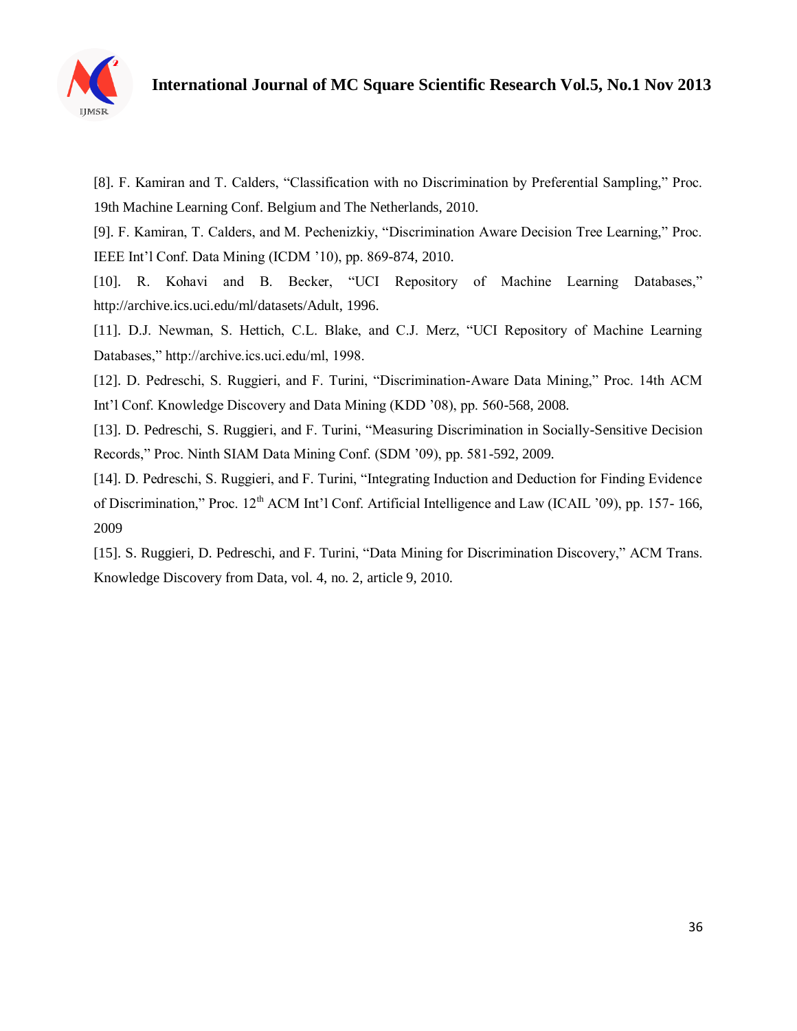[8]. F. Kamiran and T. Calders, "Classification with no Discrimination by Preferential Sampling," Proc. 19th Machine Learning Conf. Belgium and The Netherlands, 2010.

[9]. F. Kamiran, T. Calders, and M. Pechenizkiy, "Discrimination Aware Decision Tree Learning," Proc. IEEE Int'l Conf. Data Mining (ICDM '10), pp. 869-874, 2010.

[10]. R. Kohavi and B. Becker, "UCI Repository of Machine Learning Databases," http://archive.ics.uci.edu/ml/datasets/Adult, 1996.

[11]. D.J. Newman, S. Hettich, C.L. Blake, and C.J. Merz, "UCI Repository of Machine Learning Databases," http://archive.ics.uci.edu/ml, 1998.

[12]. D. Pedreschi, S. Ruggieri, and F. Turini, "Discrimination-Aware Data Mining," Proc. 14th ACM Int'l Conf. Knowledge Discovery and Data Mining (KDD '08), pp. 560-568, 2008.

[13]. D. Pedreschi, S. Ruggieri, and F. Turini, "Measuring Discrimination in Socially-Sensitive Decision Records," Proc. Ninth SIAM Data Mining Conf. (SDM '09), pp. 581-592, 2009.

[14]. D. Pedreschi, S. Ruggieri, and F. Turini, "Integrating Induction and Deduction for Finding Evidence of Discrimination," Proc. 12th ACM Int'l Conf. Artificial Intelligence and Law (ICAIL '09), pp. 157- 166, 2009

[15]. S. Ruggieri, D. Pedreschi, and F. Turini, "Data Mining for Discrimination Discovery," ACM Trans. Knowledge Discovery from Data, vol. 4, no. 2, article 9, 2010.